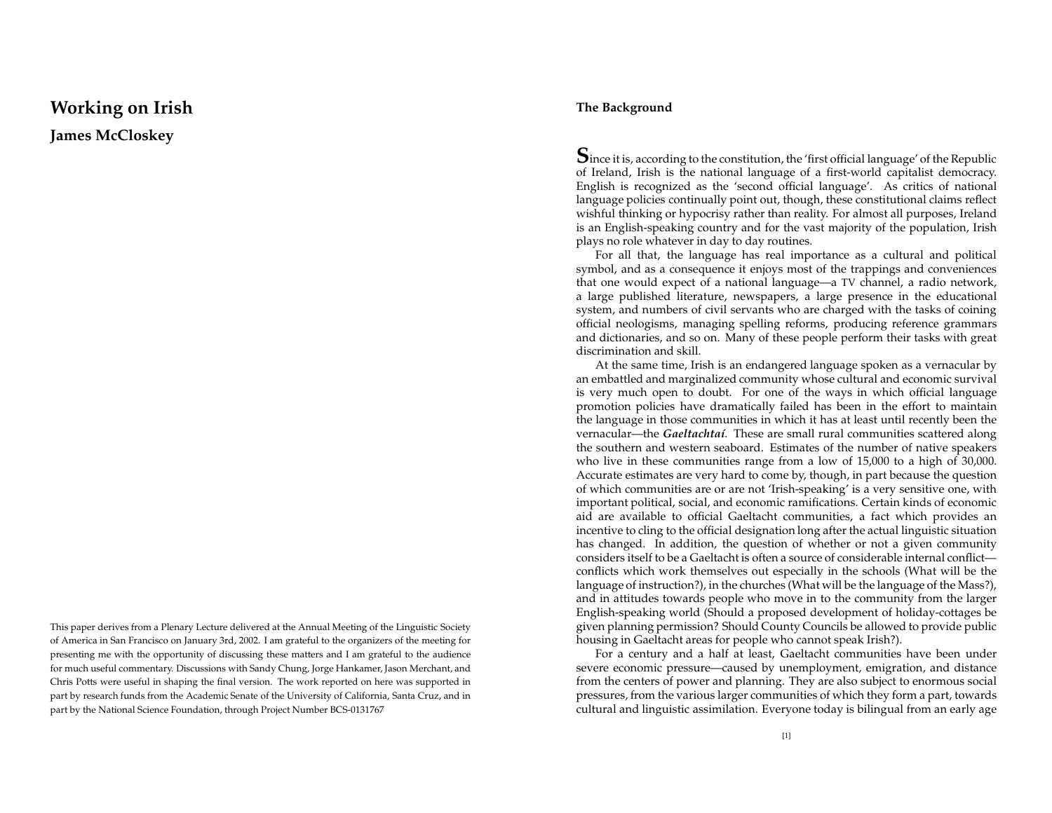# Working on Irish

**James McCloskey**

This paper derives from a Plenary Lecture delivered at the Annual Meeting of the Linguistic Society of America in San Francisco on January 3rd, 2002. I am grateful to the organizers of the meeting for presenting me with the opportunity of discussing these matters and I am grateful to the audience for much useful commentary. Discussions with Sandy Chung, Jorge Hankamer, Jason Merchant, and Chris Potts were useful in shaping the final version. The work reported on here was supported in part by research funds from the Academic Senate of the University of California, Santa Cruz, and in part by the National Science Foundation, through Project Number BCS-0131767

## The Background

Since it is, according to the constitution, the 'first official language' of the Republic of Ireland, Irish is the national language of a first-world capitalist democracy. English is recognized as the 'second official language'. As critics of national language policies continually point out, though, these constitutional claims reflect wishful thinking or hypocrisy rather than reality. For almost all purposes, Ireland is an English-speaking country and for the vast majority of the population, Irish plays no role whatever in day to day routines.

For all that, the language has real importance as a cultural and political symbol, and as a consequence it enjoys most of the trappings and conveniences that one would expect of a national language—a TV channel, a radio network, a large published literature, newspapers, a large presence in the educational system, and numbers of civil servants who are charged with the tasks of coining official neologisms, managing spelling reforms, producing reference grammars and dictionaries, and so on. Many of these people perform their tasks with great discrimination and skill.

At the same time, Irish is an endangered language spoken as a vernacular by an embattled and marginalized community whose cultural and economic survival is very much open to doubt. For one of the ways in which official language promotion policies have dramatically failed has been in the effort to maintain the language in those communities in which it has at least until recently been the vernacular—the ***Gaeltachtaí***. These are small rural communities scattered along the southern and western seaboard. Estimates of the number of native speakers who live in these communities range from a low of 15,000 to a high of 30,000. Accurate estimates are very hard to come by, though, in part because the question of which communities are or are not 'Irish-speaking' is a very sensitive one, with important political, social, and economic ramifications. Certain kinds of economic aid are available to official Gaeltacht communities, a fact which provides an incentive to cling to the official designation long after the actual linguistic situation has changed. In addition, the question of whether or not a given community considers itself to be a Gaeltacht is often a source of considerable internal conflict—conflicts which work themselves out especially in the schools (What will be the language of instruction?), in the churches (What will be the language of the Mass?), and in attitudes towards people who move in to the community from the larger English-speaking world (Should a proposed development of holiday-cottages be given planning permission? Should County Councils be allowed to provide public housing in Gaeltacht areas for people who cannot speak Irish?).

For a century and a half at least, Gaeltacht communities have been under severe economic pressure—caused by unemployment, emigration, and distance from the centers of power and planning. They are also subject to enormous social pressures, from the various larger communities of which they form a part, towards cultural and linguistic assimilation. Everyone today is bilingual from an early age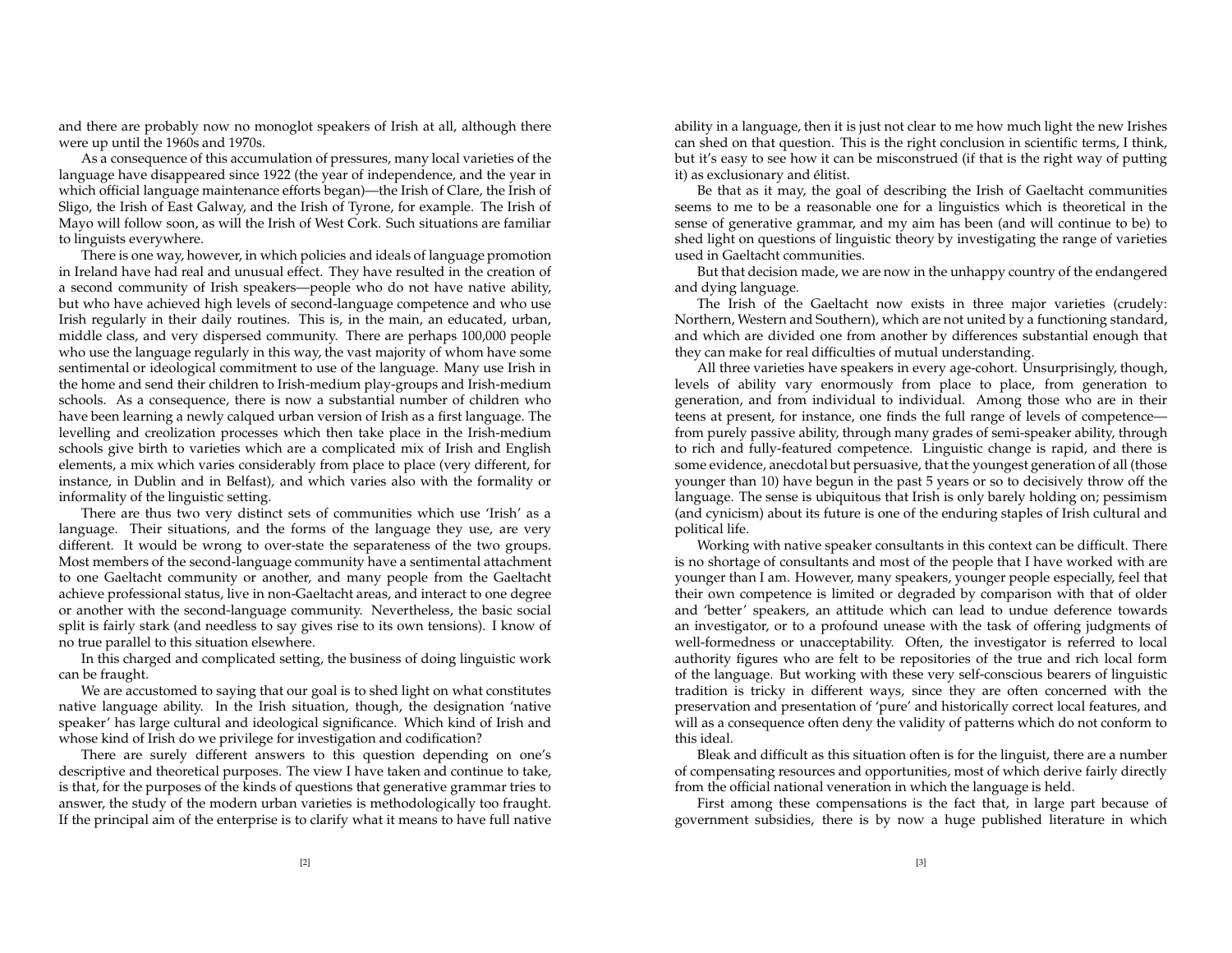and there are probably now no monoglot speakers of Irish at all, although there were up until the 1960s and 1970s.

As a consequence of this accumulation of pressures, many local varieties of the language have disappeared since 1922 (the year of independence, and the year in which official language maintenance efforts began)—the Irish of Clare, the Irish of Sligo, the Irish of East Galway, and the Irish of Tyrone, for example. The Irish of Mayo will follow soon, as will the Irish of West Cork. Such situations are familiar to linguists everywhere.

There is one way, however, in which policies and ideals of language promotion in Ireland have had real and unusual effect. They have resulted in the creation of a second community of Irish speakers—people who do not have native ability, but who have achieved high levels of second-language competence and who use Irish regularly in their daily routines. This is, in the main, an educated, urban, middle class, and very dispersed community. There are perhaps 100,000 people who use the language regularly in this way, the vast majority of whom have some sentimental or ideological commitment to use of the language. Many use Irish in the home and send their children to Irish-medium play-groups and Irish-medium schools. As a consequence, there is now a substantial number of children who have been learning a newly calqued urban version of Irish as a first language. The levelling and creolization processes which then take place in the Irish-medium schools give birth to varieties which are a complicated mix of Irish and English elements, a mix which varies considerably from place to place (very different, for instance, in Dublin and in Belfast), and which varies also with the formality or informality of the linguistic setting.

There are thus two very distinct sets of communities which use 'Irish' as a language. Their situations, and the forms of the language they use, are very different. It would be wrong to over-state the separateness of the two groups. Most members of the second-language community have a sentimental attachment to one Gaeltacht community or another, and many people from the Gaeltacht achieve professional status, live in non-Gaeltacht areas, and interact to one degree or another with the second-language community. Nevertheless, the basic social split is fairly stark (and needless to say gives rise to its own tensions). I know of no true parallel to this situation elsewhere.

In this charged and complicated setting, the business of doing linguistic work can be fraught.

We are accustomed to saying that our goal is to shed light on what constitutes native language ability. In the Irish situation, though, the designation 'native speaker' has large cultural and ideological significance. Which kind of Irish and whose kind of Irish do we privilege for investigation and codification?

There are surely different answers to this question depending on one's descriptive and theoretical purposes. The view I have taken and continue to take, is that, for the purposes of the kinds of questions that generative grammar tries to answer, the study of the modern urban varieties is methodologically too fraught. If the principal aim of the enterprise is to clarify what it means to have full native ability in a language, then it is just not clear to me how much light the new Irishes can shed on that question. This is the right conclusion in scientific terms, I think, but it's easy to see how it can be misconstrued (if that is the right way of putting it) as exclusionary and élitist.

Be that as it may, the goal of describing the Irish of Gaeltacht communities seems to me to be a reasonable one for a linguistics which is theoretical in the sense of generative grammar, and my aim has been (and will continue to be) to shed light on questions of linguistic theory by investigating the range of varieties used in Gaeltacht communities.

But that decision made, we are now in the unhappy country of the endangered and dying language.

The Irish of the Gaeltacht now exists in three major varieties (crudely: Northern, Western and Southern), which are not united by a functioning standard, and which are divided one from another by differences substantial enough that they can make for real difficulties of mutual understanding.

All three varieties have speakers in every age-cohort. Unsurprisingly, though, levels of ability vary enormously from place to place, from generation to generation, and from individual to individual. Among those who are in their teens at present, for instance, one finds the full range of levels of competence—from purely passive ability, through many grades of semi-speaker ability, through to rich and fully-featured competence. Linguistic change is rapid, and there is some evidence, anecdotal but persuasive, that the youngest generation of all (those younger than 10) have begun in the past 5 years or so to decisively throw off the language. The sense is ubiquitous that Irish is only barely holding on; pessimism (and cynicism) about its future is one of the enduring staples of Irish cultural and political life.

Working with native speaker consultants in this context can be difficult. There is no shortage of consultants and most of the people that I have worked with are younger than I am. However, many speakers, younger people especially, feel that their own competence is limited or degraded by comparison with that of older and 'better' speakers, an attitude which can lead to undue deference towards an investigator, or to a profound unease with the task of offering judgments of well-formedness or unacceptability. Often, the investigator is referred to local authority figures who are felt to be repositories of the true and rich local form of the language. But working with these very self-conscious bearers of linguistic tradition is tricky in different ways, since they are often concerned with the preservation and presentation of 'pure' and historically correct local features, and will as a consequence often deny the validity of patterns which do not conform to this ideal.

Bleak and difficult as this situation often is for the linguist, there are a number of compensating resources and opportunities, most of which derive fairly directly from the official national veneration in which the language is held.

First among these compensations is the fact that, in large part because of government subsidies, there is by now a huge published literature in which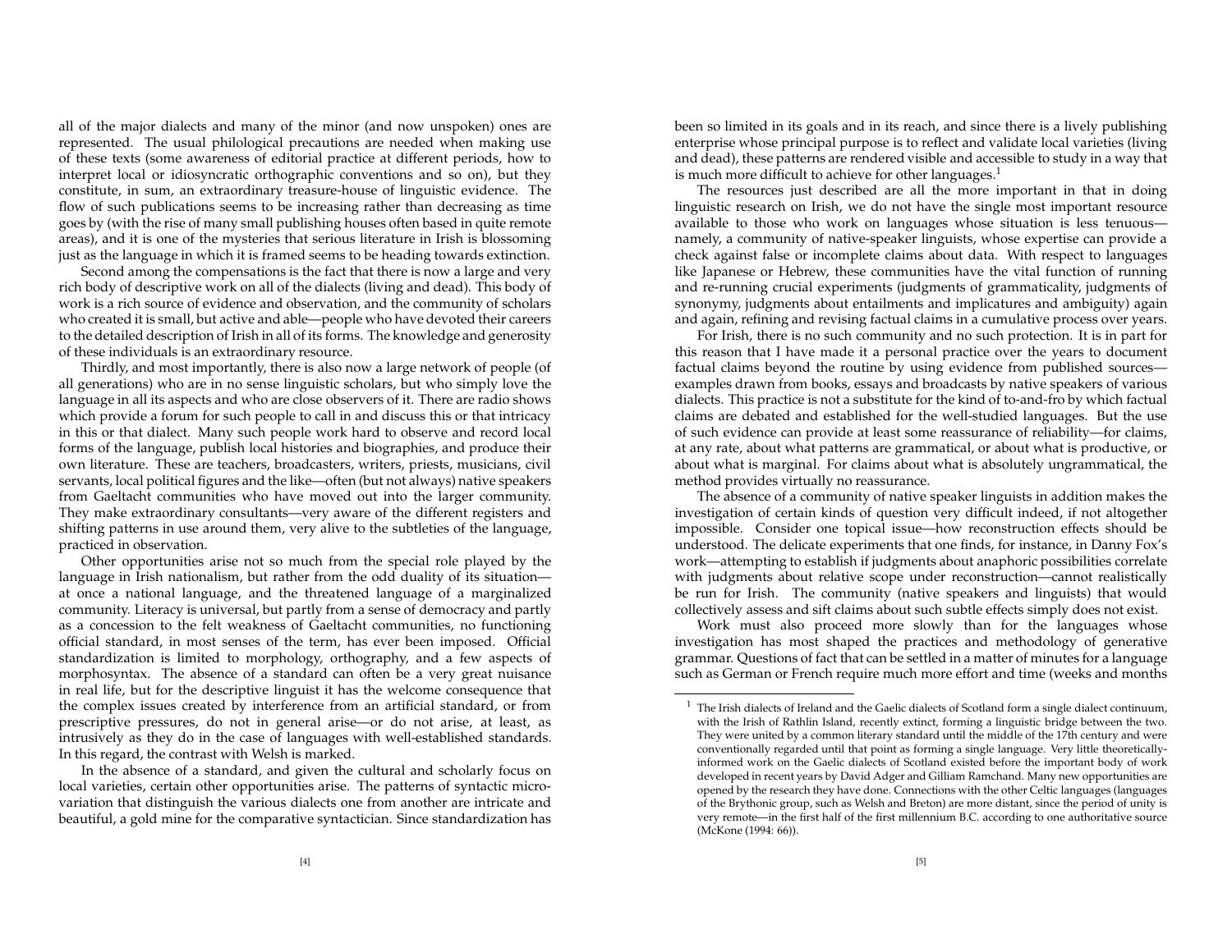all of the major dialects and many of the minor (and now unspoken) ones are represented. The usual philological precautions are needed when making use of these texts (some awareness of editorial practice at different periods, how to interpret local or idiosyncratic orthographic conventions and so on), but they constitute, in sum, an extraordinary treasure-house of linguistic evidence. The flow of such publications seems to be increasing rather than decreasing as time goes by (with the rise of many small publishing houses often based in quite remote areas), and it is one of the mysteries that serious literature in Irish is blossoming just as the language in which it is framed seems to be heading towards extinction.

Second among the compensations is the fact that there is now a large and very rich body of descriptive work on all of the dialects (living and dead). This body of work is a rich source of evidence and observation, and the community of scholars who created it is small, but active and able—people who have devoted their careers to the detailed description of Irish in all of its forms. The knowledge and generosity of these individuals is an extraordinary resource.

Thirdly, and most importantly, there is also now a large network of people (of all generations) who are in no sense linguistic scholars, but who simply love the language in all its aspects and who are close observers of it. There are radio shows which provide a forum for such people to call in and discuss this or that intricacy in this or that dialect. Many such people work hard to observe and record local forms of the language, publish local histories and biographies, and produce their own literature. These are teachers, broadcasters, writers, priests, musicians, civil servants, local political figures and the like—often (but not always) native speakers from Gaeltacht communities who have moved out into the larger community. They make extraordinary consultants—very aware of the different registers and shifting patterns in use around them, very alive to the subtleties of the language, practiced in observation.

Other opportunities arise not so much from the special role played by the language in Irish nationalism, but rather from the odd duality of its situation—at once a national language, and the threatened language of a marginalized community. Literacy is universal, but partly from a sense of democracy and partly as a concession to the felt weakness of Gaeltacht communities, no functioning official standard, in most senses of the term, has ever been imposed. Official standardization is limited to morphology, orthography, and a few aspects of morphosyntax. The absence of a standard can often be a very great nuisance in real life, but for the descriptive linguist it has the welcome consequence that the complex issues created by interference from an artificial standard, or from prescriptive pressures, do not in general arise—or do not arise, at least, as intrusively as they do in the case of languages with well-established standards. In this regard, the contrast with Welsh is marked.

In the absence of a standard, and given the cultural and scholarly focus on local varieties, certain other opportunities arise. The patterns of syntactic micro-variation that distinguish the various dialects one from another are intricate and beautiful, a gold mine for the comparative syntactician. Since standardization has been so limited in its goals and in its reach, and since there is a lively publishing enterprise whose principal purpose is to reflect and validate local varieties (living and dead), these patterns are rendered visible and accessible to study in a way that is much more difficult to achieve for other languages.[1]

The resources just described are all the more important in that in doing linguistic research on Irish, we do not have the single most important resource available to those who work on languages whose situation is less tenuous—namely, a community of native-speaker linguists, whose expertise can provide a check against false or incomplete claims about data. With respect to languages like Japanese or Hebrew, these communities have the vital function of running and re-running crucial experiments (judgments of grammaticality, judgments of synonymy, judgments about entailments and implicatures and ambiguity) again and again, refining and revising factual claims in a cumulative process over years.

For Irish, there is no such community and no such protection. It is in part for this reason that I have made it a personal practice over the years to document factual claims beyond the routine by using evidence from published sources—examples drawn from books, essays and broadcasts by native speakers of various dialects. This practice is not a substitute for the kind of to-and-fro by which factual claims are debated and established for the well-studied languages. But the use of such evidence can provide at least some reassurance of reliability—for claims, at any rate, about what patterns are grammatical, or about what is productive, or about what is marginal. For claims about what is absolutely ungrammatical, the method provides virtually no reassurance.

The absence of a community of native speaker linguists in addition makes the investigation of certain kinds of question very difficult indeed, if not altogether impossible. Consider one topical issue—how reconstruction effects should be understood. The delicate experiments that one finds, for instance, in Danny Fox's work—attempting to establish if judgments about anaphoric possibilities correlate with judgments about relative scope under reconstruction—cannot realistically be run for Irish. The community (native speakers and linguists) that would collectively assess and sift claims about such subtle effects simply does not exist.

Work must also proceed more slowly than for the languages whose investigation has most shaped the practices and methodology of generative grammar. Questions of fact that can be settled in a matter of minutes for a language such as German or French require much more effort and time (weeks and months

[1] The Irish dialects of Ireland and the Gaelic dialects of Scotland form a single dialect continuum, with the Irish of Rathlin Island, recently extinct, forming a linguistic bridge between the two. They were united by a common literary standard until the middle of the 17th century and were conventionally regarded until that point as forming a single language. Very little theoretically-informed work on the Gaelic dialects of Scotland existed before the important body of work developed in recent years by David Adger and Gilliam Ramchand. Many new opportunities are opened by the research they have done. Connections with the other Celtic languages (languages of the Brythonic group, such as Welsh and Breton) are more distant, since the period of unity is very remote—in the first half of the first millennium B.C. according to one authoritative source (McKone (1994: 66)).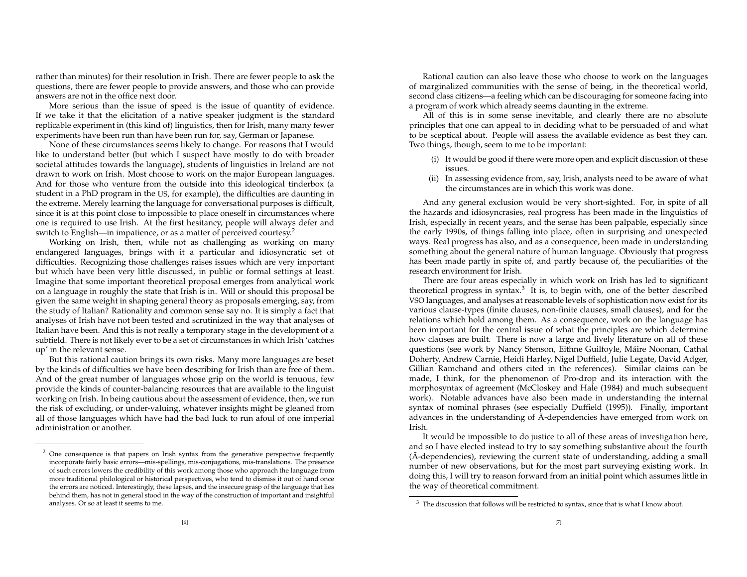rather than minutes) for their resolution in Irish. There are fewer people to ask the questions, there are fewer people to provide answers, and those who can provide answers are not in the office next door.

More serious than the issue of speed is the issue of quantity of evidence. If we take it that the elicitation of a native speaker judgment is the standard replicable experiment in (this kind of) linguistics, then for Irish, many many fewer experiments have been run than have been run for, say, German or Japanese.

None of these circumstances seems likely to change. For reasons that I would like to understand better (but which I suspect have mostly to do with broader societal attitudes towards the language), students of linguistics in Ireland are not drawn to work on Irish. Most choose to work on the major European languages. And for those who venture from the outside into this ideological tinderbox (a student in a PhD program in the US, for example), the difficulties are daunting in the extreme. Merely learning the language for conversational purposes is difficult, since it is at this point close to impossible to place oneself in circumstances where one is required to use Irish. At the first hesitancy, people will always defer and switch to English—in impatience, or as a matter of perceived courtesy.[2]

Working on Irish, then, while not as challenging as working on many endangered languages, brings with it a particular and idiosyncratic set of difficulties. Recognizing those challenges raises issues which are very important but which have been very little discussed, in public or formal settings at least. Imagine that some important theoretical proposal emerges from analytical work on a language in roughly the state that Irish is in. Will or should this proposal be given the same weight in shaping general theory as proposals emerging, say, from the study of Italian? Rationality and common sense say no. It is simply a fact that analyses of Irish have not been tested and scrutinized in the way that analyses of Italian have been. And this is not really a temporary stage in the development of a subfield. There is not likely ever to be a set of circumstances in which Irish 'catches up' in the relevant sense.

But this rational caution brings its own risks. Many more languages are beset by the kinds of difficulties we have been describing for Irish than are free of them. And of the great number of languages whose grip on the world is tenuous, few provide the kinds of counter-balancing resources that are available to the linguist working on Irish. In being cautious about the assessment of evidence, then, we run the risk of excluding, or under-valuing, whatever insights might be gleaned from all of those languages which have had the bad luck to run afoul of one imperial administration or another.

Rational caution can also leave those who choose to work on the languages of marginalized communities with the sense of being, in the theoretical world, second class citizens—a feeling which can be discouraging for someone facing into a program of work which already seems daunting in the extreme.

All of this is in some sense inevitable, and clearly there are no absolute principles that one can appeal to in deciding what to be persuaded of and what to be sceptical about. People will assess the available evidence as best they can. Two things, though, seem to me to be important:

(i) It would be good if there were more open and explicit discussion of these issues.
(ii) In assessing evidence from, say, Irish, analysts need to be aware of what the circumstances are in which this work was done.

And any general exclusion would be very short-sighted. For, in spite of all the hazards and idiosyncrasies, real progress has been made in the linguistics of Irish, especially in recent years, and the sense has been palpable, especially since the early 1990s, of things falling into place, often in surprising and unexpected ways. Real progress has also, and as a consequence, been made in understanding something about the general nature of human language. Obviously that progress has been made partly in spite of, and partly because of, the peculiarities of the research environment for Irish.

There are four areas especially in which work on Irish has led to significant theoretical progress in syntax.[3] It is, to begin with, one of the better described VSO languages, and analyses at reasonable levels of sophistication now exist for its various clause-types (finite clauses, non-finite clauses, small clauses), and for the relations which hold among them. As a consequence, work on the language has been important for the central issue of what the principles are which determine how clauses are built. There is now a large and lively literature on all of these questions (see work by Nancy Stenson, Eithne Guilfoyle, Máire Noonan, Cathal Doherty, Andrew Carnie, Heidi Harley, Nigel Duffield, Julie Legate, David Adger, Gillian Ramchand and others cited in the references). Similar claims can be made, I think, for the phenomenon of Pro-drop and its interaction with the morphosyntax of agreement (McCloskey and Hale (1984) and much subsequent work). Notable advances have also been made in understanding the internal syntax of nominal phrases (see especially Duffield (1995)). Finally, important advances in the understanding of Ā-dependencies have emerged from work on Irish.

It would be impossible to do justice to all of these areas of investigation here, and so I have elected instead to try to say something substantive about the fourth (Ā-dependencies), reviewing the current state of understanding, adding a small number of new observations, but for the most part surveying existing work. In doing this, I will try to reason forward from an initial point which assumes little in the way of theoretical commitment.

---

[2] One consequence is that papers on Irish syntax from the generative perspective frequently incorporate fairly basic errors—mis-spellings, mis-conjugations, mis-translations. The presence of such errors lowers the credibility of this work among those who approach the language from more traditional philological or historical perspectives, who tend to dismiss it out of hand once the errors are noticed. Interestingly, these lapses, and the insecure grasp of the language that lies behind them, has not in general stood in the way of the construction of important and insightful analyses. Or so at least it seems to me.

[3] The discussion that follows will be restricted to syntax, since that is what I know about.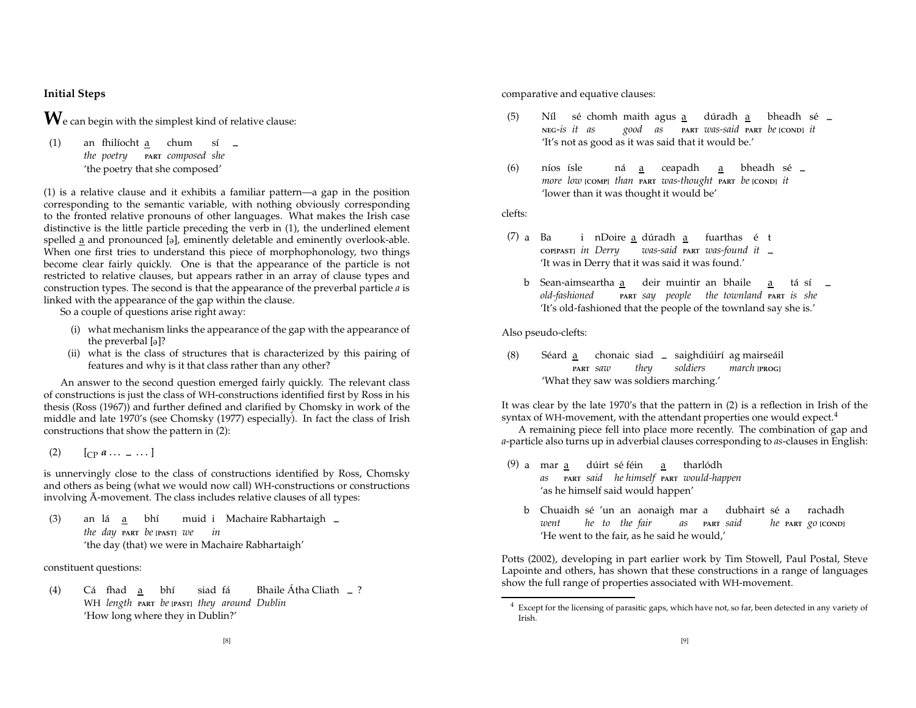### Initial Steps

**W**e can begin with the simplest kind of relative clause:

(1) an fhilíocht a chum sí _
*the poetry* PART *composed she*
'the poetry that she composed'

(1) is a relative clause and it exhibits a familiar pattern—a gap in the position corresponding to the semantic variable, with nothing obviously corresponding to the fronted relative pronouns of other languages. What makes the Irish case distinctive is the little particle preceding the verb in (1), the underlined element spelled a and pronounced [ə], eminently deletable and eminently overlook-able. When one first tries to understand this piece of morphophonology, two things become clear fairly quickly. One is that the appearance of the particle is not restricted to relative clauses, but appears rather in an array of clause types and construction types. The second is that the appearance of the preverbal particle *a* is linked with the appearance of the gap within the clause.

So a couple of questions arise right away:

(i) what mechanism links the appearance of the gap with the appearance of the preverbal [ə]?
(ii) what is the class of structures that is characterized by this pairing of features and why is it that class rather than any other?

An answer to the second question emerged fairly quickly. The relevant class of constructions is just the class of WH-constructions identified first by Ross in his thesis (Ross (1967)) and further defined and clarified by Chomsky in work of the middle and late 1970's (see Chomsky (1977) especially). In fact the class of Irish constructions that show the pattern in (2):

(2) $[_{CP}$ ***a*** ... _ ... ]

is unnervingly close to the class of constructions identified by Ross, Chomsky and others as being (what we would now call) WH-constructions or constructions involving Ā-movement. The class includes relative clauses of all types:

(3) an lá a bhí muid i Machaire Rabhartaigh _
*the day* PART *be* [PAST] *we in*
'the day (that) we were in Machaire Rabhartaigh'

constituent questions:

(4) Cá fhad a bhí siad fá Baile Átha Cliath _ ?
WH *length* PART *be* [PAST] *they around Dublin*
'How long where they in Dublin?'

comparative and equative clauses:

(5) Níl sé chomh maith agus a dúradh a bheadh sé _
NEG-*is it as good as* PART *was-said* PART *be* [COND] *it*
'It's not as good as it was said that it would be.'

(6) níos ísle ná a ceapadh a bheadh sé _
*more low* [COMP] *than* PART *was-thought* PART *be* [COND] *it*
'lower than it was thought it would be'

clefts:

(7) a Ba i nDoire a dúradh a fuarthas é t
COP[PAST] *in Derry was-said* PART *was-found it* _
'It was in Derry that it was said it was found.'

b Sean-aimseartha a deir muintir an bhaile a tá sí _
*old-fashioned* PART *say people the townland* PART *is she*
'It's old-fashioned that the people of the townland say she is.'

Also pseudo-clefts:

(8) Séard a chonaic siad _ saighdiúirí ag mairseáil
PART *saw they soldiers march* [PROG]
'What they saw was soldiers marching.'

It was clear by the late 1970's that the pattern in (2) is a reflection in Irish of the syntax of WH-movement, with the attendant properties one would expect.[4]

A remaining piece fell into place more recently. The combination of gap and *a*-particle also turns up in adverbial clauses corresponding to *as*-clauses in English:

(9) a mar a dúirt sé féin a tharlódh
*as* PART *said he himself* PART *would-happen*
'as he himself said would happen'

b Chuaidh sé 'un an aonaigh mar a dubhairt sé a rachadh
*went he to the fair as* PART *said he* PART *go* [COND]
'He went to the fair, as he said he would,'

Potts (2002), developing in part earlier work by Tim Stowell, Paul Postal, Steve Lapointe and others, has shown that these constructions in a range of languages show the full range of properties associated with WH-movement.

[4] Except for the licensing of parasitic gaps, which have not, so far, been detected in any variety of Irish.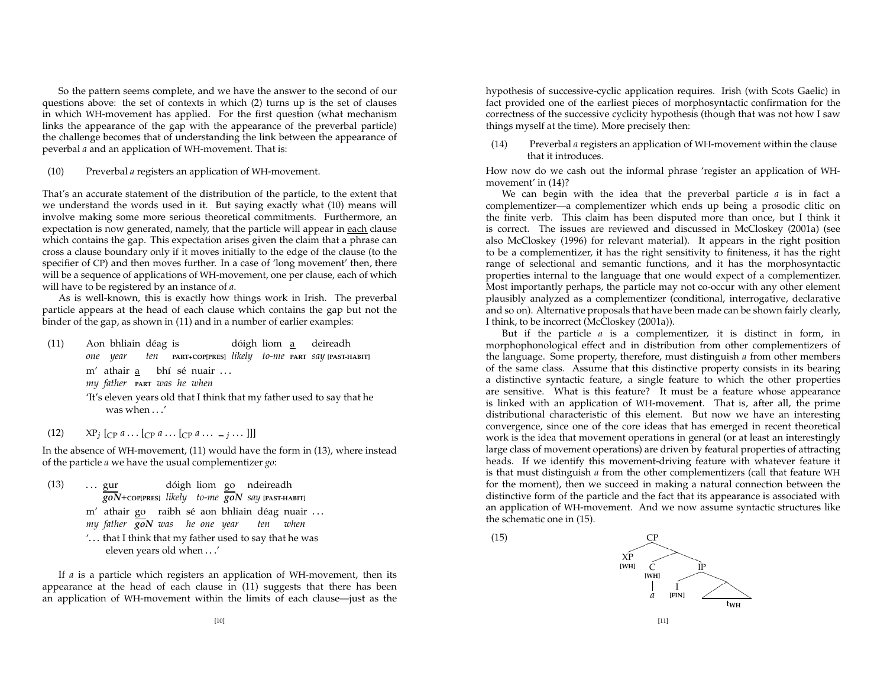So the pattern seems complete, and we have the answer to the second of our questions above: the set of contexts in which (2) turns up is the set of clauses in which WH-movement has applied. For the first question (what mechanism links the appearance of the gap with the appearance of the preverbal particle) the challenge becomes that of understanding the link between the appearance of peverbal *a* and an application of WH-movement. That is:

(10) Preverbal *a* registers an application of WH-movement.

That's an accurate statement of the distribution of the particle, to the extent that we understand the words used in it. But saying exactly what (10) means will involve making some more serious theoretical commitments. Furthermore, an expectation is now generated, namely, that the particle will appear in each clause which contains the gap. This expectation arises given the claim that a phrase can cross a clause boundary only if it moves initially to the edge of the clause (to the specifier of CP) and then moves further. In a case of 'long movement' then, there will be a sequence of applications of WH-movement, one per clause, each of which will have to be registered by an instance of *a*.

As is well-known, this is exactly how things work in Irish. The preverbal particle appears at the head of each clause which contains the gap but not the binder of the gap, as shown in (11) and in a number of earlier examples:

(11) Aon bhliain déag is dóigh liom a deireadh
*one year ten* PART+COP[PRES] *likely to-me* PART *say* [PAST-HABIT]
m' athair a bhí sé nuair ...
*my father* PART *was he when*
'It's eleven years old that I think that my father used to say that he was when ...'

(12) $XP_j$ [$_{CP}$ *a* ... [$_{CP}$ *a* ... [$_{CP}$ *a* ... $\__j$ ... ]]]

In the absence of WH-movement, (11) would have the form in (13), where instead of the particle *a* we have the usual complementizer *go*:

(13) ... gur dóigh liom go ndeireadh
***goN***+COP[PRES] *likely to-me* ***goN*** *say* [PAST-HABIT]
m' athair go raibh sé aon bhliain déag nuair ...
*my father* ***goN*** *was he one year ten when*
'... that I think that my father used to say that he was eleven years old when ...'

If *a* is a particle which registers an application of WH-movement, then its appearance at the head of each clause in (11) suggests that there has been an application of WH-movement within the limits of each clause—just as the hypothesis of successive-cyclic application requires. Irish (with Scots Gaelic) in fact provided one of the earliest pieces of morphosyntactic confirmation for the correctness of the successive cyclicity hypothesis (though that was not how I saw things myself at the time). More precisely then:

(14) Preverbal *a* registers an application of WH-movement within the clause that it introduces.

How now do we cash out the informal phrase 'register an application of WH-movement' in (14)?

We can begin with the idea that the preverbal particle *a* is in fact a complementizer—a complementizer which ends up being a prosodic clitic on the finite verb. This claim has been disputed more than once, but I think it is correct. The issues are reviewed and discussed in McCloskey (2001a) (see also McCloskey (1996) for relevant material). It appears in the right position to be a complementizer, it has the right sensitivity to finiteness, it has the right range of selectional and semantic functions, and it has the morphosyntactic properties internal to the language that one would expect of a complementizer. Most importantly perhaps, the particle may not co-occur with any other element plausibly analyzed as a complementizer (conditional, interrogative, declarative and so on). Alternative proposals that have been made can be shown fairly clearly, I think, to be incorrect (McCloskey (2001a)).

But if the particle *a* is a complementizer, it is distinct in form, in morphophonological effect and in distribution from other complementizers of the language. Some property, therefore, must distinguish *a* from other members of the same class. Assume that this distinctive property consists in its bearing a distinctive syntactic feature, a single feature to which the other properties are sensitive. What is this feature? It must be a feature whose appearance is linked with an application of WH-movement. That is, after all, the prime distributional characteristic of this element. But now we have an interesting convergence, since one of the core ideas that has emerged in recent theoretical work is the idea that movement operations in general (or at least an interestingly large class of movement operations) are driven by featural properties of attracting heads. If we identify this movement-driving feature with whatever feature it is that must distinguish *a* from the other complementizers (call that feature WH for the moment), then we succeed in making a natural connection between the distinctive form of the particle and the fact that its appearance is associated with an application of WH-movement. And we now assume syntactic structures like the schematic one in (15).

(15) [$_{CP}$ XP[WH] [$_{C'}$ C[WH] *a* [$_{IP}$ I[FIN] [ ... $t_{WH}$ ]]]]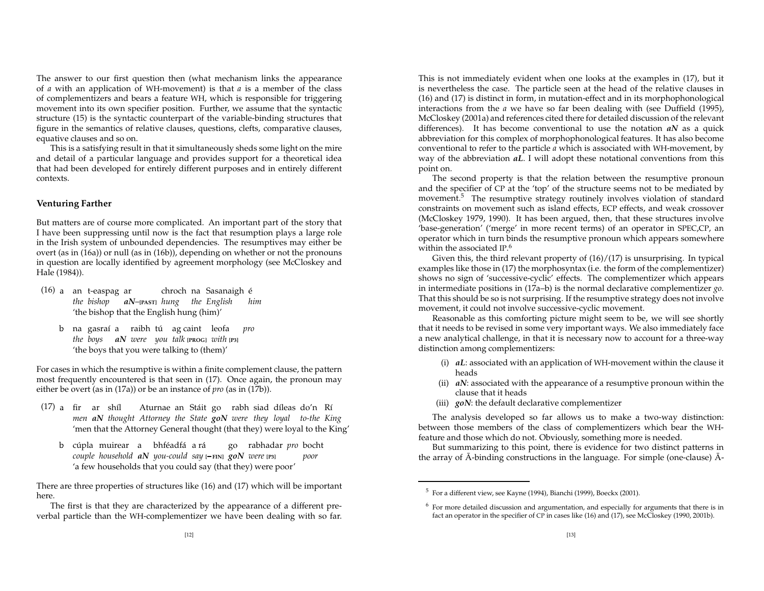The answer to our first question then (what mechanism links the appearance of *a* with an application of WH-movement) is that *a* is a member of the class of complementizers and bears a feature WH, which is responsible for triggering movement into its own specifier position. Further, we assume that the syntactic structure (15) is the syntactic counterpart of the variable-binding structures that figure in the semantics of relative clauses, questions, clefts, comparative clauses, equative clauses and so on.

This is a satisfying result in that it simultaneously sheds some light on the mire and detail of a particular language and provides support for a theoretical idea that had been developed for entirely different purposes and in entirely different contexts.

## Venturing Farther

But matters are of course more complicated. An important part of the story that I have been suppressing until now is the fact that resumption plays a large role in the Irish system of unbounded dependencies. The resumptives may either be overt (as in (16a)) or null (as in (16b)), depending on whether or not the pronouns in question are locally identified by agreement morphology (see McCloskey and Hale (1984)).

(16) a an t-easpag ar chroch na Sasanaigh é
*the bishop* ***aN***–[PAST] *hung the English him*
'the bishop that the English hung (him)'

b na gasraí a raibh tú ag caint leofa *pro*
*the boys* ***aN*** *were you talk* [PROG] *with* [P3]
'the boys that you were talking to (them)'

For cases in which the resumptive is within a finite complement clause, the pattern most frequently encountered is that seen in (17). Once again, the pronoun may either be overt (as in (17a)) or be an instance of *pro* (as in (17b)).

(17) a fir ar shíl Aturnae an Stáit go rabh siad díleas do'n Rí
*men* ***aN*** *thought Attorney the State* ***goN*** *were they loyal to-the King*
'men that the Attorney General thought (that they) were loyal to the King'

b cúpla muirear a bhféadfá a rá go rabhadar *pro* bocht
*couple household* ***aN*** *you-could say* [–FIN] ***goN*** *were* [P3] *poor*
'a few households that you could say (that they) were poor'

There are three properties of structures like (16) and (17) which will be important here.

The first is that they are characterized by the appearance of a different preverbal particle than the WH-complementizer we have been dealing with so far. This is not immediately evident when one looks at the examples in (17), but it is nevertheless the case. The particle seen at the head of the relative clauses in (16) and (17) is distinct in form, in mutation-effect and in its morphophonological interactions from the *a* we have so far been dealing with (see Duffield (1995), McCloskey (2001a) and references cited there for detailed discussion of the relevant differences). It has become conventional to use the notation ***aN*** as a quick abbreviation for this complex of morphophonological features. It has also become conventional to refer to the particle *a* which is associated with WH-movement, by way of the abbreviation ***aL***. I will adopt these notational conventions from this point on.

The second property is that the relation between the resumptive pronoun and the specifier of CP at the 'top' of the structure seems not to be mediated by movement.[5] The resumptive strategy routinely involves violation of standard constraints on movement such as island effects, ECP effects, and weak crossover (McCloskey 1979, 1990). It has been argued, then, that these structures involve 'base-generation' ('merge' in more recent terms) of an operator in SPEC,CP, an operator which in turn binds the resumptive pronoun which appears somewhere within the associated IP.[6]

Given this, the third relevant property of (16)/(17) is unsurprising. In typical examples like those in (17) the morphosyntax (i.e. the form of the complementizer) shows no sign of 'successive-cyclic' effects. The complementizer which appears in intermediate positions in (17a–b) is the normal declarative complementizer *go*. That this should be so is not surprising. If the resumptive strategy does not involve movement, it could not involve successive-cyclic movement.

Reasonable as this comforting picture might seem to be, we will see shortly that it needs to be revised in some very important ways. We also immediately face a new analytical challenge, in that it is necessary now to account for a three-way distinction among complementizers:

(i) ***aL***: associated with an application of WH-movement within the clause it heads
(ii) ***aN***: associated with the appearance of a resumptive pronoun within the clause that it heads
(iii) ***goN***: the default declarative complementizer

The analysis developed so far allows us to make a two-way distinction: between those members of the class of complementizers which bear the WH-feature and those which do not. Obviously, something more is needed.

But summarizing to this point, there is evidence for two distinct patterns in the array of Ā-binding constructions in the language. For simple (one-clause) Ā-

[5] For a different view, see Kayne (1994), Bianchi (1999), Boeckx (2001).

[6] For more detailed discussion and argumentation, and especially for arguments that there is in fact an operator in the specifier of CP in cases like (16) and (17), see McCloskey (1990, 2001b).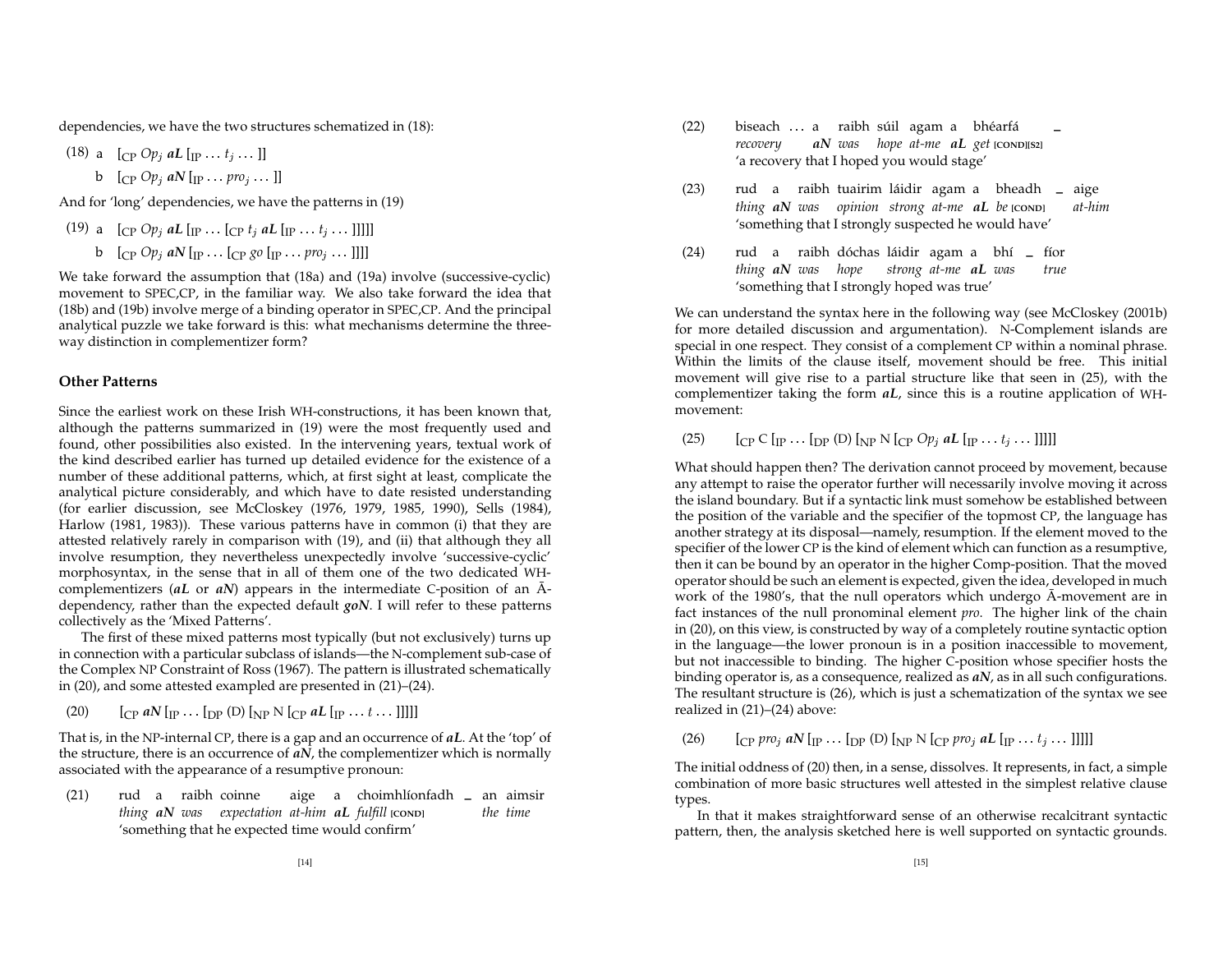dependencies, we have the two structures schematized in (18):

(18) a [$_{CP}$ $Op_j$ ***aL*** [$_{IP}$ ... $t_j$ ... ]]

b [$_{CP}$ $Op_j$ ***aN*** [$_{IP}$ ... $pro_j$ ... ]]

And for 'long' dependencies, we have the patterns in (19)

(19) a [$_{CP}$ $Op_j$ ***aL*** [$_{IP}$ ... [$_{CP}$ $t_j$ ***aL*** [$_{IP}$ ... $t_j$ ... ]]]]]

b [$_{CP}$ $Op_j$ ***aN*** [$_{IP}$ ... [$_{CP}$ *go* [$_{IP}$ ... $pro_j$ ... ]]]]

We take forward the assumption that (18a) and (19a) involve (successive-cyclic) movement to SPEC,CP, in the familiar way. We also take forward the idea that (18b) and (19b) involve merge of a binding operator in SPEC,CP. And the principal analytical puzzle we take forward is this: what mechanisms determine the three-way distinction in complementizer form?

### Other Patterns

Since the earliest work on these Irish WH-constructions, it has been known that, although the patterns summarized in (19) were the most frequently used and found, other possibilities also existed. In the intervening years, textual work of the kind described earlier has turned up detailed evidence for the existence of a number of these additional patterns, which, at first sight at least, complicate the analytical picture considerably, and which have to date resisted understanding (for earlier discussion, see McCloskey (1976, 1979, 1985, 1990), Sells (1984), Harlow (1981, 1983)). These various patterns have in common (i) that they are attested relatively rarely in comparison with (19), and (ii) that although they all involve resumption, they nevertheless unexpectedly involve 'successive-cyclic' morphosyntax, in the sense that in all of them one of the two dedicated WH-complementizers (***aL*** or ***aN***) appears in the intermediate C-position of an Ā-dependency, rather than the expected default ***goN***. I will refer to these patterns collectively as the 'Mixed Patterns'.

The first of these mixed patterns most typically (but not exclusively) turns up in connection with a particular subclass of islands—the N-complement sub-case of the Complex NP Constraint of Ross (1967). The pattern is illustrated schematically in (20), and some attested exampled are presented in (21)–(24).

(20) [$_{CP}$ ***aN*** [$_{IP}$ ... [$_{DP}$ (D) [$_{NP}$ N [$_{CP}$ ***aL*** [$_{IP}$ ... *t* ... ]]]]]

That is, in the NP-internal CP, there is a gap and an occurrence of ***aL***. At the 'top' of the structure, there is an occurrence of ***aN***, the complementizer which is normally associated with the appearance of a resumptive pronoun:

(21) rud a raibh coinne aige a choimhlíonfadh _ an aimsir
*thing* ***aN*** *was expectation at-him* ***aL*** *fulfill* [COND] *the time*
'something that he expected time would confirm'

(22) biseach ... a raibh súil agam a bhéarfá _
*recovery* ***aN*** *was hope at-me* ***aL*** *get* [COND][S2]
'a recovery that I hoped you would stage'

(23) rud a raibh tuairim láidir agam a bheadh _ aige
*thing* ***aN*** *was opinion strong at-me* ***aL*** *be* [COND] *at-him*
'something that I strongly suspected he would have'

(24) rud a raibh dóchas láidir agam a bhí _ fíor
*thing* ***aN*** *was hope strong at-me* ***aL*** *was true*
'something that I strongly hoped was true'

We can understand the syntax here in the following way (see McCloskey (2001b) for more detailed discussion and argumentation). N-Complement islands are special in one respect. They consist of a complement CP within a nominal phrase. Within the limits of the clause itself, movement should be free. This initial movement will give rise to a partial structure like that seen in (25), with the complementizer taking the form ***aL***, since this is a routine application of WH-movement:

(25) [$_{CP}$ C [$_{IP}$ ... [$_{DP}$ (D) [$_{NP}$ N [$_{CP}$ $Op_j$ ***aL*** [$_{IP}$ ... $t_j$ ... ]]]]]

What should happen then? The derivation cannot proceed by movement, because any attempt to raise the operator further will necessarily involve moving it across the island boundary. But if a syntactic link must somehow be established between the position of the variable and the specifier of the topmost CP, the language has another strategy at its disposal—namely, resumption. If the element moved to the specifier of the lower CP is the kind of element which can function as a resumptive, then it can be bound by an operator in the higher Comp-position. That the moved operator should be such an element is expected, given the idea, developed in much work of the 1980's, that the null operators which undergo Ā-movement are in fact instances of the null pronominal element *pro*. The higher link of the chain in (20), on this view, is constructed by way of a completely routine syntactic option in the language—the lower pronoun is in a position inaccessible to movement, but not inaccessible to binding. The higher C-position whose specifier hosts the binding operator is, as a consequence, realized as ***aN***, as in all such configurations. The resultant structure is (26), which is just a schematization of the syntax we see realized in (21)–(24) above:

(26) [$_{CP}$ $pro_j$ ***aN*** [$_{IP}$ ... [$_{DP}$ (D) [$_{NP}$ N [$_{CP}$ $pro_j$ ***aL*** [$_{IP}$ ... $t_j$ ... ]]]]]

The initial oddness of (20) then, in a sense, dissolves. It represents, in fact, a simple combination of more basic structures well attested in the simplest relative clause types.

In that it makes straightforward sense of an otherwise recalcitrant syntactic pattern, then, the analysis sketched here is well supported on syntactic grounds.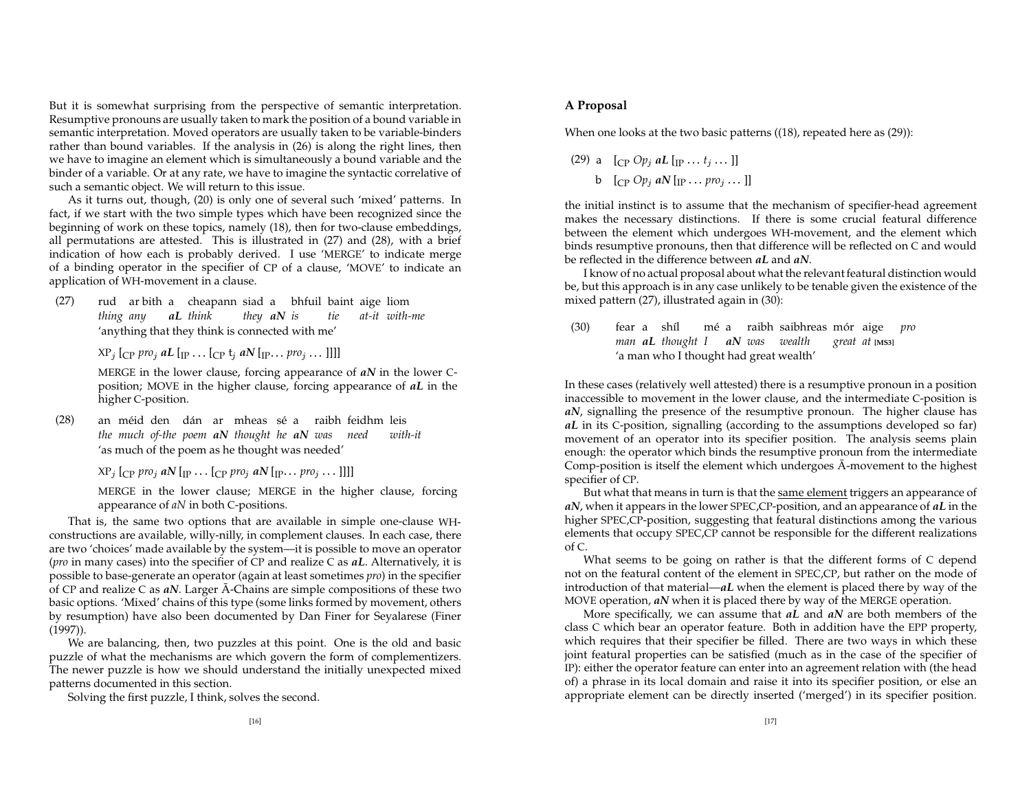But it is somewhat surprising from the perspective of semantic interpretation. Resumptive pronouns are usually taken to mark the position of a bound variable in semantic interpretation. Moved operators are usually taken to be variable-binders rather than bound variables. If the analysis in (26) is along the right lines, then we have to imagine an element which is simultaneously a bound variable and the binder of a variable. Or at any rate, we have to imagine the syntactic correlative of such a semantic object. We will return to this issue.

As it turns out, though, (20) is only one of several such 'mixed' patterns. In fact, if we start with the two simple types which have been recognized since the beginning of work on these topics, namely (18), then for two-clause embeddings, all permutations are attested. This is illustrated in (27) and (28), with a brief indication of how each is probably derived. I use 'MERGE' to indicate merge of a binding operator in the specifier of CP of a clause, 'MOVE' to indicate an application of WH-movement in a clause.

(27) rud ar bith a cheapann siad a bhfuil baint aige liom
*thing any* ***aL*** *think they* ***aN*** *is tie at-it with-me*
'anything that they think is connected with me'

XP$_j$ [$_{CP}$ *pro*$_j$ ***aL*** [$_{IP}$ … [$_{CP}$ t$_j$ ***aN*** [$_{IP}$… *pro*$_j$ … ]]]]

MERGE in the lower clause, forcing appearance of ***aN*** in the lower C-position; MOVE in the higher clause, forcing appearance of ***aL*** in the higher C-position.

(28) an méid den dán ar mheas sé a raibh feidhm leis
*the much of-the poem* ***aN*** *thought he* ***aN*** *was need with-it*
'as much of the poem as he thought was needed'

XP$_j$ [$_{CP}$ *pro*$_j$ ***aN*** [$_{IP}$ … [$_{CP}$ *pro*$_j$ ***aN*** [$_{IP}$… *pro*$_j$ … ]]]]

MERGE in the lower clause; MERGE in the higher clause, forcing appearance of ***aN*** in both C-positions.

That is, the same two options that are available in simple one-clause WH-constructions are available, willy-nilly, in complement clauses. In each case, there are two 'choices' made available by the system—it is possible to move an operator (*pro* in many cases) into the specifier of CP and realize C as ***aL***. Alternatively, it is possible to base-generate an operator (again at least sometimes *pro*) in the specifier of CP and realize C as ***aN***. Larger Ā-Chains are simple compositions of these two basic options. 'Mixed' chains of this type (some links formed by movement, others by resumption) have also been documented by Dan Finer for Seyalarese (Finer (1997)).

We are balancing, then, two puzzles at this point. One is the old and basic puzzle of what the mechanisms are which govern the form of complementizers. The newer puzzle is how we should understand the initially unexpected mixed patterns documented in this section.

Solving the first puzzle, I think, solves the second.

## A Proposal

When one looks at the two basic patterns ((18), repeated here as (29)):

(29) a [$_{CP}$ *Op*$_j$ ***aL*** [$_{IP}$ … $t_j$ … ]]

b [$_{CP}$ *Op*$_j$ ***aN*** [$_{IP}$ … *pro*$_j$ … ]]

the initial instinct is to assume that the mechanism of specifier-head agreement makes the necessary distinctions. If there is some crucial featural difference between the element which undergoes WH-movement, and the element which binds resumptive pronouns, then that difference will be reflected on C and would be reflected in the difference between ***aL*** and ***aN***.

I know of no actual proposal about what the relevant featural distinction would be, but this approach is in any case unlikely to be tenable given the existence of the mixed pattern (27), illustrated again in (30):

(30) fear a shíl mé a raibh saibhreas mór aige *pro*
*man* ***aL*** *thought I* ***aN*** *was wealth great at* [MS3]
'a man who I thought had great wealth'

In these cases (relatively well attested) there is a resumptive pronoun in a position inaccessible to movement in the lower clause, and the intermediate C-position is ***aN***, signalling the presence of the resumptive pronoun. The higher clause has ***aL*** in its C-position, signalling (according to the assumptions developed so far) movement of an operator into its specifier position. The analysis seems plain enough: the operator which binds the resumptive pronoun from the intermediate Comp-position is itself the element which undergoes Ā-movement to the highest specifier of CP.

But what that means in turn is that the same element triggers an appearance of ***aN***, when it appears in the lower SPEC,CP-position, and an appearance of ***aL*** in the higher SPEC,CP-position, suggesting that featural distinctions among the various elements that occupy SPEC,CP cannot be responsible for the different realizations of C.

What seems to be going on rather is that the different forms of C depend not on the featural content of the element in SPEC,CP, but rather on the mode of introduction of that material—***aL*** when the element is placed there by way of the MOVE operation, ***aN*** when it is placed there by way of the MERGE operation.

More specifically, we can assume that ***aL*** and ***aN*** are both members of the class C which bear an operator feature. Both in addition have the EPP property, which requires that their specifier be filled. There are two ways in which these joint featural properties can be satisfied (much as in the case of the specifier of IP): either the operator feature can enter into an agreement relation with (the head of) a phrase in its local domain and raise it into its specifier position, or else an appropriate element can be directly inserted ('merged') in its specifier position.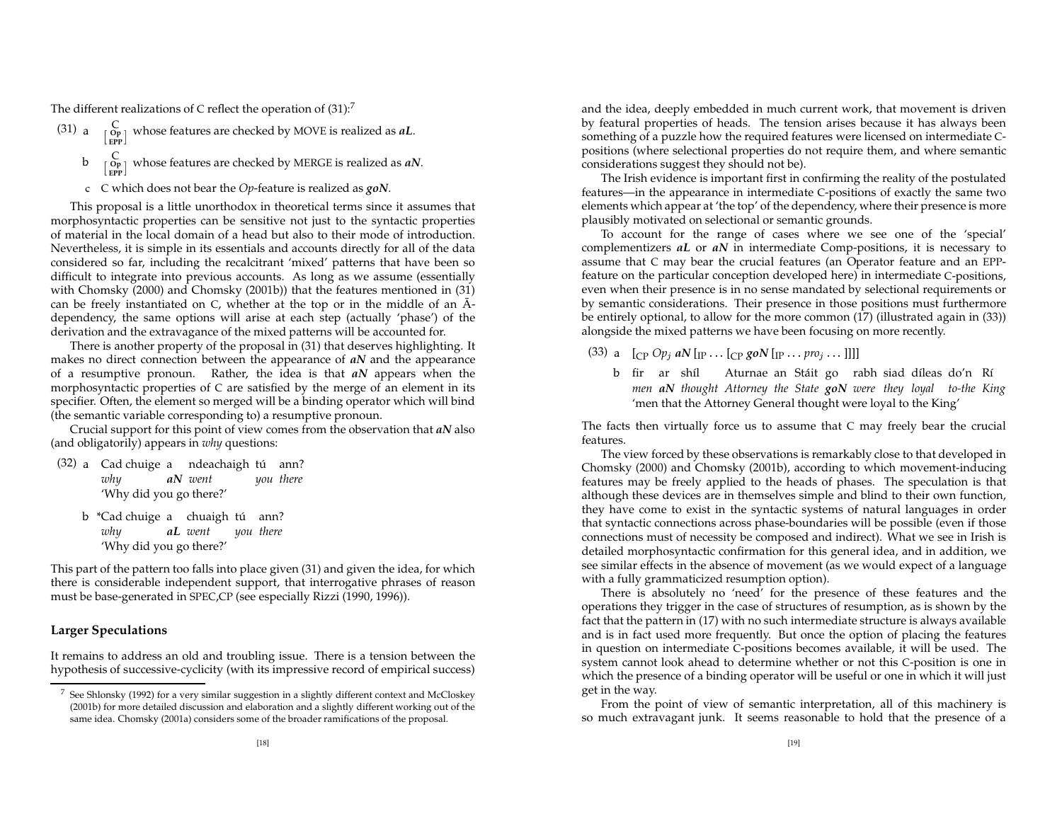The different realizations of C reflect the operation of (31):[7]

(31) a $\underset{\left[\begin{smallmatrix}\text{Op}\\ \text{EPP}\end{smallmatrix}\right]}{\text{C}}$ whose features are checked by MOVE is realized as ***aL***.

b $\underset{\left[\begin{smallmatrix}\text{Op}\\ \text{EPP}\end{smallmatrix}\right]}{\text{C}}$ whose features are checked by MERGE is realized as ***aN***.

c C which does not bear the *Op*-feature is realized as ***goN***.

This proposal is a little unorthodox in theoretical terms since it assumes that morphosyntactic properties can be sensitive not just to the syntactic properties of material in the local domain of a head but also to their mode of introduction. Nevertheless, it is simple in its essentials and accounts directly for all of the data considered so far, including the recalcitrant 'mixed' patterns that have been so difficult to integrate into previous accounts. As long as we assume (essentially with Chomsky (2000) and Chomsky (2001b)) that the features mentioned in (31) can be freely instantiated on C, whether at the top or in the middle of an Ā-dependency, the same options will arise at each step (actually 'phase') of the derivation and the extravagance of the mixed patterns will be accounted for.

There is another property of the proposal in (31) that deserves highlighting. It makes no direct connection between the appearance of ***aN*** and the appearance of a resumptive pronoun. Rather, the idea is that ***aN*** appears when the morphosyntactic properties of C are satisfied by the merge of an element in its specifier. Often, the element so merged will be a binding operator which will bind (the semantic variable corresponding to) a resumptive pronoun.

Crucial support for this point of view comes from the observation that ***aN*** also (and obligatorily) appears in *why* questions:

(32) a Cad chuige a ndeachaigh tú ann?
*why* ***aN*** *went you there*
'Why did you go there?'

b \*Cad chuige a chuaigh tú ann?
*why* ***aL*** *went you there*
'Why did you go there?'

This part of the pattern too falls into place given (31) and given the idea, for which there is considerable independent support, that interrogative phrases of reason must be base-generated in SPEC,CP (see especially Rizzi (1990, 1996)).

## Larger Speculations

It remains to address an old and troubling issue. There is a tension between the hypothesis of successive-cyclicity (with its impressive record of empirical success) and the idea, deeply embedded in much current work, that movement is driven by featural properties of heads. The tension arises because it has always been something of a puzzle how the required features were licensed on intermediate C-positions (where selectional properties do not require them, and where semantic considerations suggest they should not be).

The Irish evidence is important first in confirming the reality of the postulated features—in the appearance in intermediate C-positions of exactly the same two elements which appear at 'the top' of the dependency, where their presence is more plausibly motivated on selectional or semantic grounds.

To account for the range of cases where we see one of the 'special' complementizers ***aL*** or ***aN*** in intermediate Comp-positions, it is necessary to assume that C may bear the crucial features (an Operator feature and an EPP-feature on the particular conception developed here) in intermediate C-positions, even when their presence is in no sense mandated by selectional requirements or by semantic considerations. Their presence in those positions must furthermore be entirely optional, to allow for the more common (17) (illustrated again in (33)) alongside the mixed patterns we have been focusing on more recently.

(33) a $[_{\text{CP}}\ Op_j$ ***aN*** $[_{\text{IP}} \ldots [_{\text{CP}}$ ***goN*** $[_{\text{IP}} \ldots pro_j \ldots ]]]]$

b fir ar shíl Aturnae an Stáit go rabh siad díleas do'n Rí
*men* ***aN*** *thought Attorney the State* ***goN*** *were they loyal to-the King*
'men that the Attorney General thought were loyal to the King'

The facts then virtually force us to assume that C may freely bear the crucial features.

The view forced by these observations is remarkably close to that developed in Chomsky (2000) and Chomsky (2001b), according to which movement-inducing features may be freely applied to the heads of phases. The speculation is that although these devices are in themselves simple and blind to their own function, they have come to exist in the syntactic systems of natural languages in order that syntactic connections across phase-boundaries will be possible (even if those connections must of necessity be composed and indirect). What we see in Irish is detailed morphosyntactic confirmation for this general idea, and in addition, we see similar effects in the absence of movement (as we would expect of a language with a fully grammaticized resumption option).

There is absolutely no 'need' for the presence of these features and the operations they trigger in the case of structures of resumption, as is shown by the fact that the pattern in (17) with no such intermediate structure is always available and is in fact used more frequently. But once the option of placing the features in question on intermediate C-positions becomes available, it will be used. The system cannot look ahead to determine whether or not this C-position is one in which the presence of a binding operator will be useful or one in which it will just get in the way.

From the point of view of semantic interpretation, all of this machinery is so much extravagant junk. It seems reasonable to hold that the presence of a

[7] See Shlonsky (1992) for a very similar suggestion in a slightly different context and McCloskey (2001b) for more detailed discussion and elaboration and a slightly different working out of the same idea. Chomsky (2001a) considers some of the broader ramifications of the proposal.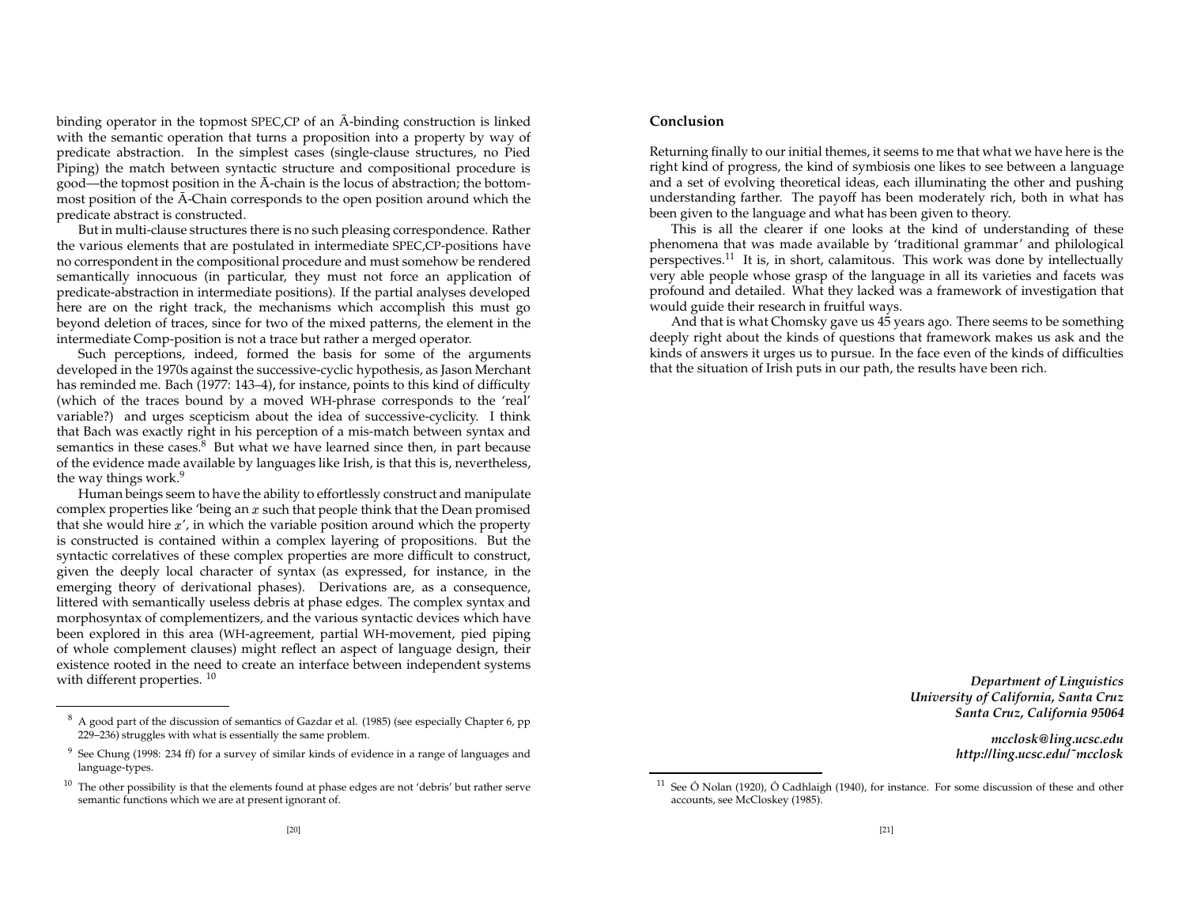binding operator in the topmost SPEC,CP of an Ā-binding construction is linked with the semantic operation that turns a proposition into a property by way of predicate abstraction. In the simplest cases (single-clause structures, no Pied Piping) the match between syntactic structure and compositional procedure is good—the topmost position in the Ā-chain is the locus of abstraction; the bottom-most position of the Ā-Chain corresponds to the open position around which the predicate abstract is constructed.

But in multi-clause structures there is no such pleasing correspondence. Rather the various elements that are postulated in intermediate SPEC,CP-positions have no correspondent in the compositional procedure and must somehow be rendered semantically innocuous (in particular, they must not force an application of predicate-abstraction in intermediate positions). If the partial analyses developed here are on the right track, the mechanisms which accomplish this must go beyond deletion of traces, since for two of the mixed patterns, the element in the intermediate Comp-position is not a trace but rather a merged operator.

Such perceptions, indeed, formed the basis for some of the arguments developed in the 1970s against the successive-cyclic hypothesis, as Jason Merchant has reminded me. Bach (1977: 143–4), for instance, points to this kind of difficulty (which of the traces bound by a moved WH-phrase corresponds to the 'real' variable?) and urges scepticism about the idea of successive-cyclicity. I think that Bach was exactly right in his perception of a mis-match between syntax and semantics in these cases.[8] But what we have learned since then, in part because of the evidence made available by languages like Irish, is that this is, nevertheless, the way things work.[9]

Human beings seem to have the ability to effortlessly construct and manipulate complex properties like 'being an $x$ such that people think that the Dean promised that she would hire $x$', in which the variable position around which the property is constructed is contained within a complex layering of propositions. But the syntactic correlatives of these complex properties are more difficult to construct, given the deeply local character of syntax (as expressed, for instance, in the emerging theory of derivational phases). Derivations are, as a consequence, littered with semantically useless debris at phase edges. The complex syntax and morphosyntax of complementizers, and the various syntactic devices which have been explored in this area (WH-agreement, partial WH-movement, pied piping of whole complement clauses) might reflect an aspect of language design, their existence rooted in the need to create an interface between independent systems with different properties.[10]

[8] A good part of the discussion of semantics of Gazdar et al. (1985) (see especially Chapter 6, pp 229–236) struggles with what is essentially the same problem.

[9] See Chung (1998: 234 ff) for a survey of similar kinds of evidence in a range of languages and language-types.

[10] The other possibility is that the elements found at phase edges are not 'debris' but rather serve semantic functions which we are at present ignorant of.

## Conclusion

Returning finally to our initial themes, it seems to me that what we have here is the right kind of progress, the kind of symbiosis one likes to see between a language and a set of evolving theoretical ideas, each illuminating the other and pushing understanding farther. The payoff has been moderately rich, both in what has been given to the language and what has been given to theory.

This is all the clearer if one looks at the kind of understanding of these phenomena that was made available by 'traditional grammar' and philological perspectives.[11] It is, in short, calamitous. This work was done by intellectually very able people whose grasp of the language in all its varieties and facets was profound and detailed. What they lacked was a framework of investigation that would guide their research in fruitful ways.

And that is what Chomsky gave us 45 years ago. There seems to be something deeply right about the kinds of questions that framework makes us ask and the kinds of answers it urges us to pursue. In the face even of the kinds of difficulties that the situation of Irish puts in our path, the results have been rich.

***Department of Linguistics***
***University of California, Santa Cruz***
***Santa Cruz, California 95064***

***mcclosk@ling.ucsc.edu***
***http://ling.ucsc.edu/~mcclosk***

[11] See Ó Nolan (1920), Ó Cadhlaigh (1940), for instance. For some discussion of these and other accounts, see McCloskey (1985).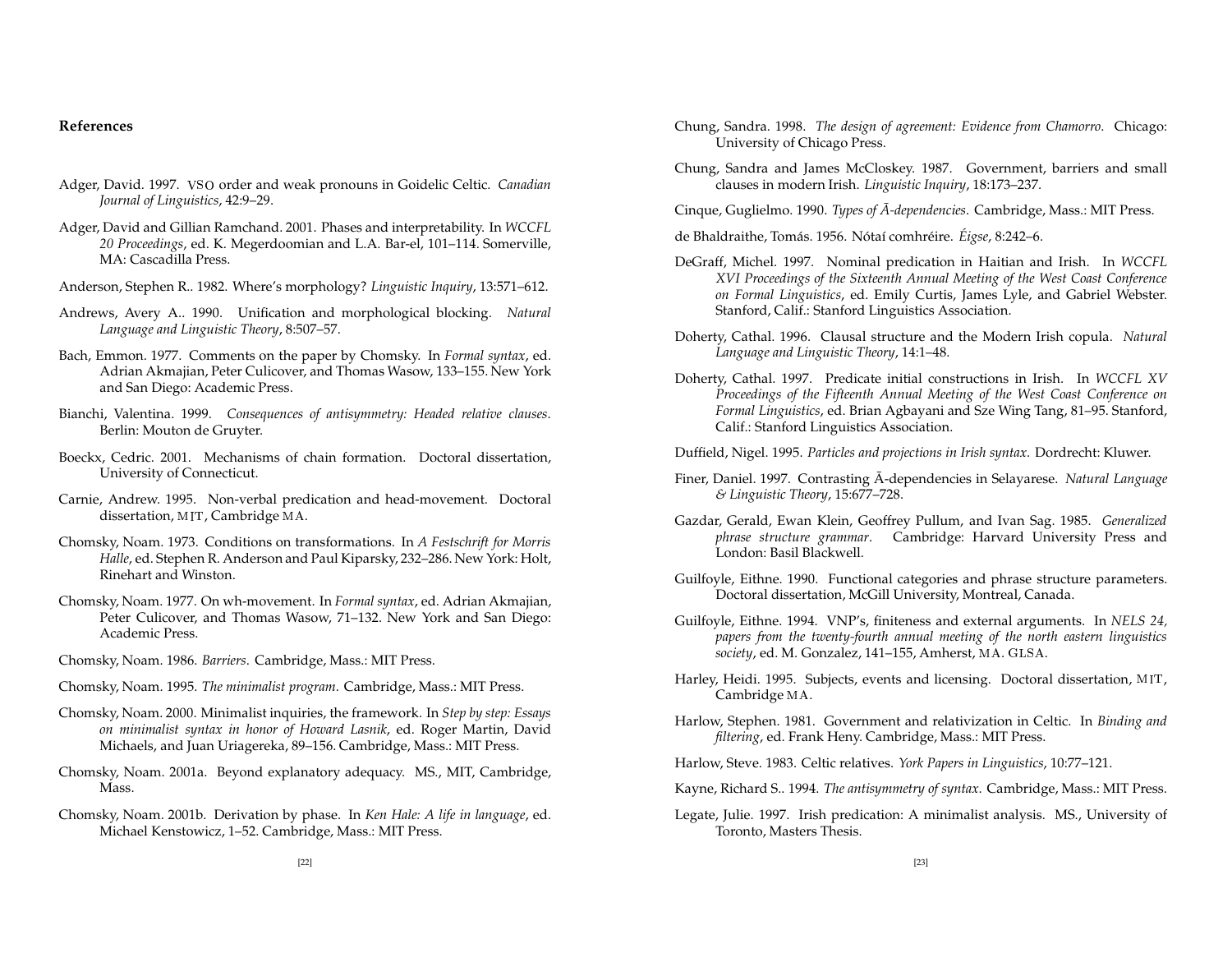## References

Adger, David. 1997. VSO order and weak pronouns in Goidelic Celtic. *Canadian Journal of Linguistics*, 42:9–29.

Adger, David and Gillian Ramchand. 2001. Phases and interpretability. In *WCCFL 20 Proceedings*, ed. K. Megerdoomian and L.A. Bar-el, 101–114. Somerville, MA: Cascadilla Press.

Anderson, Stephen R.. 1982. Where's morphology? *Linguistic Inquiry*, 13:571–612.

Andrews, Avery A.. 1990. Unification and morphological blocking. *Natural Language and Linguistic Theory*, 8:507–57.

Bach, Emmon. 1977. Comments on the paper by Chomsky. In *Formal syntax*, ed. Adrian Akmajian, Peter Culicover, and Thomas Wasow, 133–155. New York and San Diego: Academic Press.

Bianchi, Valentina. 1999. *Consequences of antisymmetry: Headed relative clauses*. Berlin: Mouton de Gruyter.

Boeckx, Cedric. 2001. Mechanisms of chain formation. Doctoral dissertation, University of Connecticut.

Carnie, Andrew. 1995. Non-verbal predication and head-movement. Doctoral dissertation, MIT, Cambridge MA.

Chomsky, Noam. 1973. Conditions on transformations. In *A Festschrift for Morris Halle*, ed. Stephen R. Anderson and Paul Kiparsky, 232–286. New York: Holt, Rinehart and Winston.

Chomsky, Noam. 1977. On wh-movement. In *Formal syntax*, ed. Adrian Akmajian, Peter Culicover, and Thomas Wasow, 71–132. New York and San Diego: Academic Press.

Chomsky, Noam. 1986. *Barriers*. Cambridge, Mass.: MIT Press.

Chomsky, Noam. 1995. *The minimalist program*. Cambridge, Mass.: MIT Press.

Chomsky, Noam. 2000. Minimalist inquiries, the framework. In *Step by step: Essays on minimalist syntax in honor of Howard Lasnik*, ed. Roger Martin, David Michaels, and Juan Uriagereka, 89–156. Cambridge, Mass.: MIT Press.

Chomsky, Noam. 2001a. Beyond explanatory adequacy. MS., MIT, Cambridge, Mass.

Chomsky, Noam. 2001b. Derivation by phase. In *Ken Hale: A life in language*, ed. Michael Kenstowicz, 1–52. Cambridge, Mass.: MIT Press.

Chung, Sandra. 1998. *The design of agreement: Evidence from Chamorro*. Chicago: University of Chicago Press.

Chung, Sandra and James McCloskey. 1987. Government, barriers and small clauses in modern Irish. *Linguistic Inquiry*, 18:173–237.

Cinque, Guglielmo. 1990. *Types of Ā-dependencies*. Cambridge, Mass.: MIT Press.

de Bhaldraithe, Tomás. 1956. Nótaí comhréire. *Éigse*, 8:242–6.

DeGraff, Michel. 1997. Nominal predication in Haitian and Irish. In *WCCFL XVI Proceedings of the Sixteenth Annual Meeting of the West Coast Conference on Formal Linguistics*, ed. Emily Curtis, James Lyle, and Gabriel Webster. Stanford, Calif.: Stanford Linguistics Association.

Doherty, Cathal. 1996. Clausal structure and the Modern Irish copula. *Natural Language and Linguistic Theory*, 14:1–48.

Doherty, Cathal. 1997. Predicate initial constructions in Irish. In *WCCFL XV Proceedings of the Fifteenth Annual Meeting of the West Coast Conference on Formal Linguistics*, ed. Brian Agbayani and Sze Wing Tang, 81–95. Stanford, Calif.: Stanford Linguistics Association.

Duffield, Nigel. 1995. *Particles and projections in Irish syntax*. Dordrecht: Kluwer.

Finer, Daniel. 1997. Contrasting Ā-dependencies in Selayarese. *Natural Language & Linguistic Theory*, 15:677–728.

Gazdar, Gerald, Ewan Klein, Geoffrey Pullum, and Ivan Sag. 1985. *Generalized phrase structure grammar*. Cambridge: Harvard University Press and London: Basil Blackwell.

Guilfoyle, Eithne. 1990. Functional categories and phrase structure parameters. Doctoral dissertation, McGill University, Montreal, Canada.

Guilfoyle, Eithne. 1994. VNP's, finiteness and external arguments. In *NELS 24, papers from the twenty-fourth annual meeting of the north eastern linguistics society*, ed. M. Gonzalez, 141–155, Amherst, MA. GLSA.

Harley, Heidi. 1995. Subjects, events and licensing. Doctoral dissertation, MIT, Cambridge MA.

Harlow, Stephen. 1981. Government and relativization in Celtic. In *Binding and filtering*, ed. Frank Heny. Cambridge, Mass.: MIT Press.

Harlow, Steve. 1983. Celtic relatives. *York Papers in Linguistics*, 10:77–121.

Kayne, Richard S.. 1994. *The antisymmetry of syntax*. Cambridge, Mass.: MIT Press.

Legate, Julie. 1997. Irish predication: A minimalist analysis. MS., University of Toronto, Masters Thesis.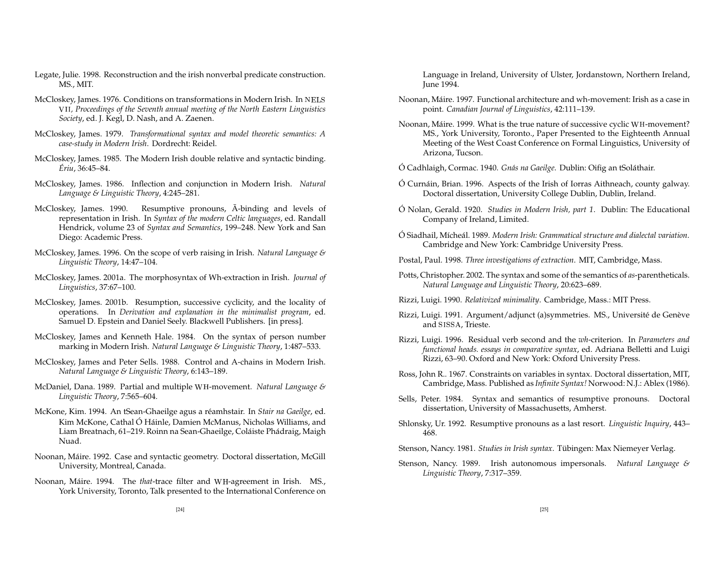Legate, Julie. 1998. Reconstruction and the irish nonverbal predicate construction. MS., MIT.

McCloskey, James. 1976. Conditions on transformations in Modern Irish. In NELS VII, *Proceedings of the Seventh annual meeting of the North Eastern Linguistics Society*, ed. J. Kegl, D. Nash, and A. Zaenen.

McCloskey, James. 1979. *Transformational syntax and model theoretic semantics: A case-study in Modern Irish*. Dordrecht: Reidel.

McCloskey, James. 1985. The Modern Irish double relative and syntactic binding. *Ériu*, 36:45–84.

McCloskey, James. 1986. Inflection and conjunction in Modern Irish. *Natural Language & Linguistic Theory*, 4:245–281.

McCloskey, James. 1990. Resumptive pronouns, Ā-binding and levels of representation in Irish. In *Syntax of the modern Celtic languages*, ed. Randall Hendrick, volume 23 of *Syntax and Semantics*, 199–248. New York and San Diego: Academic Press.

McCloskey, James. 1996. On the scope of verb raising in Irish. *Natural Language & Linguistic Theory*, 14:47–104.

McCloskey, James. 2001a. The morphosyntax of Wh-extraction in Irish. *Journal of Linguistics*, 37:67–100.

McCloskey, James. 2001b. Resumption, successive cyclicity, and the locality of operations. In *Derivation and explanation in the minimalist program*, ed. Samuel D. Epstein and Daniel Seely. Blackwell Publishers. [in press].

McCloskey, James and Kenneth Hale. 1984. On the syntax of person number marking in Modern Irish. *Natural Language & Linguistic Theory*, 1:487–533.

McCloskey, James and Peter Sells. 1988. Control and A-chains in Modern Irish. *Natural Language & Linguistic Theory*, 6:143–189.

McDaniel, Dana. 1989. Partial and multiple WH-movement. *Natural Language & Linguistic Theory*, 7:565–604.

McKone, Kim. 1994. An tSean-Ghaeilge agus a réamhstair. In *Stair na Gaeilge*, ed. Kim McKone, Cathal Ó Háinle, Damien McManus, Nicholas Williams, and Liam Breatnach, 61–219. Roinn na Sean-Ghaeilge, Coláiste Phádraig, Maigh Nuad.

Noonan, Máire. 1992. Case and syntactic geometry. Doctoral dissertation, McGill University, Montreal, Canada.

Noonan, Máire. 1994. The *that*-trace filter and WH-agreement in Irish. MS., York University, Toronto, Talk presented to the International Conference on Language in Ireland, University of Ulster, Jordanstown, Northern Ireland, June 1994.

Noonan, Máire. 1997. Functional architecture and wh-movement: Irish as a case in point. *Canadian Journal of Linguistics*, 42:111–139.

Noonan, Máire. 1999. What is the true nature of successive cyclic WH-movement? MS., York University, Toronto., Paper Presented to the Eighteenth Annual Meeting of the West Coast Conference on Formal Linguistics, University of Arizona, Tucson.

Ó Cadhlaigh, Cormac. 1940. *Gnás na Gaeilge*. Dublin: Oifig an tSoláthair.

Ó Curnáin, Brian. 1996. Aspects of the Irish of Iorras Aithneach, county galway. Doctoral dissertation, University College Dublin, Dublin, Ireland.

Ó Nolan, Gerald. 1920. *Studies in Modern Irish, part 1*. Dublin: The Educational Company of Ireland, Limited.

Ó Siadhail, Mícheál. 1989. *Modern Irish: Grammatical structure and dialectal variation*. Cambridge and New York: Cambridge University Press.

Postal, Paul. 1998. *Three investigations of extraction*. MIT, Cambridge, Mass.

Potts, Christopher. 2002. The syntax and some of the semantics of *as*-parentheticals. *Natural Language and Linguistic Theory*, 20:623–689.

Rizzi, Luigi. 1990. *Relativized minimality*. Cambridge, Mass.: MIT Press.

Rizzi, Luigi. 1991. Argument/adjunct (a)symmetries. MS., Université de Genève and SISSA, Trieste.

Rizzi, Luigi. 1996. Residual verb second and the *wh*-criterion. In *Parameters and functional heads. essays in comparative syntax*, ed. Adriana Belletti and Luigi Rizzi, 63–90. Oxford and New York: Oxford University Press.

Ross, John R.. 1967. Constraints on variables in syntax. Doctoral dissertation, MIT, Cambridge, Mass. Published as *Infinite Syntax!* Norwood: N.J.: Ablex (1986).

Sells, Peter. 1984. Syntax and semantics of resumptive pronouns. Doctoral dissertation, University of Massachusetts, Amherst.

Shlonsky, Ur. 1992. Resumptive pronouns as a last resort. *Linguistic Inquiry*, 443–468.

Stenson, Nancy. 1981. *Studies in Irish syntax*. Tübingen: Max Niemeyer Verlag.

Stenson, Nancy. 1989. Irish autonomous impersonals. *Natural Language & Linguistic Theory*, 7:317–359.